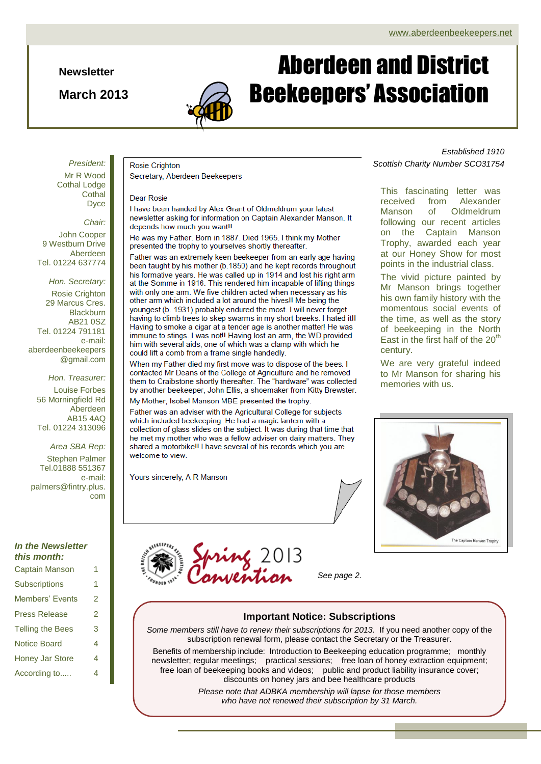www.aberdeenbeekeepers.net

**Newsletter**

**March 2013**

# Aberdeen and District Beekeepers' Association

*Established 1910*

*Scottish Charity Number SCO31754*

*President:*
Mr R Wood
Cothal Lodge
Cothal
Dyce

*Chair:*
John Cooper
9 Westburn Drive
Aberdeen
Tel. 01224 637774

*Hon. Secretary:*
Rosie Crighton
29 Marcus Cres.
Blackburn
AB21 0SZ
Tel. 01224 791181
e-mail:
aberdeenbeekeepers@gmail.com

*Hon. Treasurer:*
Louise Forbes
56 Morningfield Rd
Aberdeen
AB15 4AQ
Tel. 01224 313096

*Area SBA Rep:*
Stephen Palmer
Tel.01888 551367
e-mail:
palmers@fintry.plus.com

***In the Newsletter this month:***

| | |
|---|---|
| Captain Manson | 1 |
| Subscriptions | 1 |
| Members' Events | 2 |
| Press Release | 2 |
| Telling the Bees | 3 |
| Notice Board | 4 |
| Honey Jar Store | 4 |
| According to..... | 4 |

Rosie Crighton
Secretary, Aberdeen Beekeepers

Dear Rosie

I have been handed by Alex Grant of Oldmeldrum your latest newsletter asking for information on Captain Alexander Manson. It depends how much you want!!

He was my Father. Born in 1887. Died 1965. I think my Mother presented the trophy to yourselves shortly thereafter.

Father was an extremely keen beekeeper from an early age having been taught by his mother (b.1850) and he kept records throughout his formative years. He was called up in 1914 and lost his right arm at the Somme in 1916. This rendered him incapable of lifting things with only one arm. We five children acted when necessary as his other arm which included a lot around the hives!! Me being the youngest (b. 1931) probably endured the most. I will never forget having to climb trees to skep swarms in my short breeks. I hated it!! Having to smoke a cigar at a tender age is another matter! He was immune to stings. I was not!! Having lost an arm, the WD provided him with several aids, one of which was a clamp with which he could lift a comb from a frame single handedly.

When my Father died my first move was to dispose of the bees. I contacted Mr Deans of the College of Agriculture and he removed them to Craibstone shortly thereafter. The "hardware" was collected by another beekeeper, John Ellis, a shoemaker from Kitty Brewster.

My Mother, Isobel Manson MBE presented the trophy.

Father was an adviser with the Agricultural College for subjects which included beekeeping. He had a magic lantern with a collection of glass slides on the subject. It was during that time that he met my mother who was a fellow adviser on dairy matters. They shared a motorbike!! I have several of his records which you are welcome to view.

Yours sincerely, A R Manson

This fascinating letter was received from Alexander Manson of Oldmeldrum following our recent articles on the Captain Manson Trophy, awarded each year at our Honey Show for most points in the industrial class.

The vivid picture painted by Mr Manson brings together his own family history with the momentous social events of the time, as well as the story of beekeeping in the North East in the first half of the 20th century.

We are very grateful indeed to Mr Manson for sharing his memories with us.

The Captain Manson Trophy

Spring Convention 2013

*See page 2.*

### Important Notice: Subscriptions

*Some members still have to renew their subscriptions for 2013.* If you need another copy of the subscription renewal form, please contact the Secretary or the Treasurer.

Benefits of membership include: Introduction to Beekeeping education programme; monthly newsletter; regular meetings; practical sessions; free loan of honey extraction equipment; free loan of beekeeping books and videos; public and product liability insurance cover; discounts on honey jars and bee healthcare products

*Please note that ADBKA membership will lapse for those members who have not renewed their subscription by 31 March.*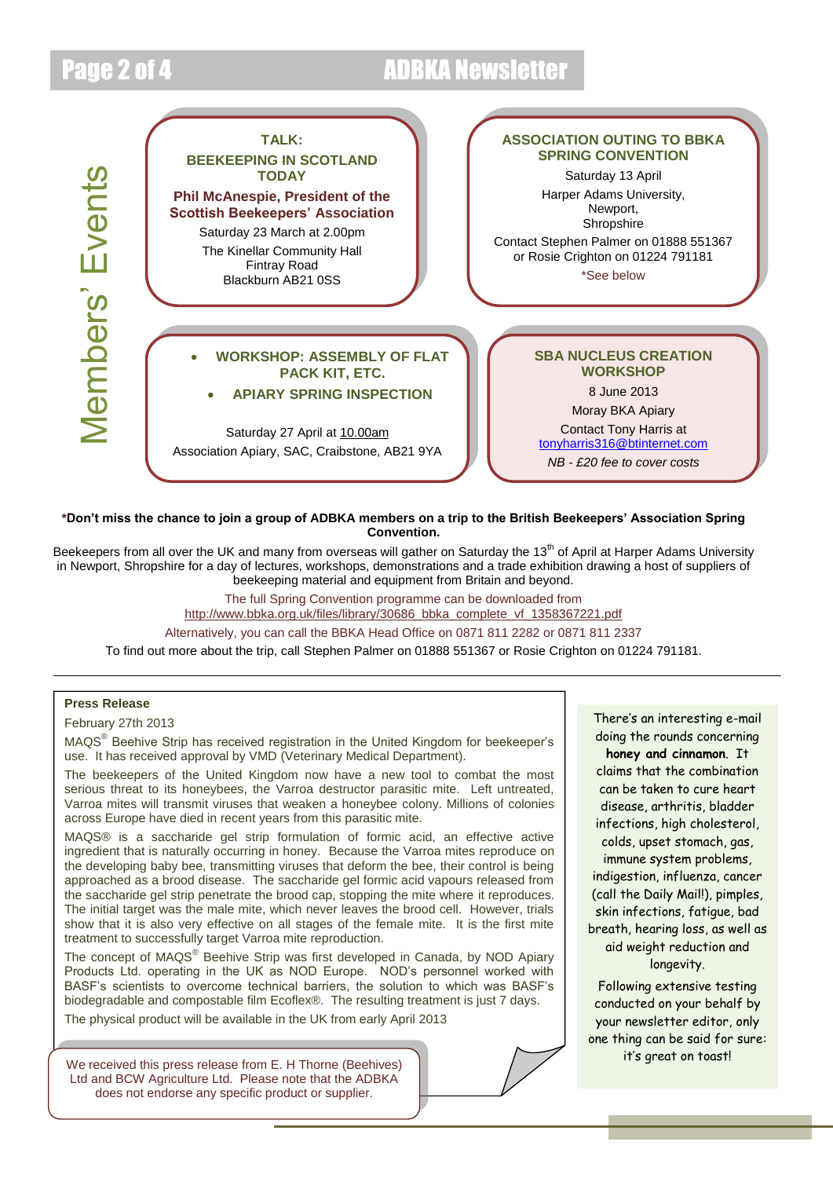# Members' Events

### TALK: BEEKEEPING IN SCOTLAND TODAY

**Phil McAnespie, President of the Scottish Beekeepers' Association**

Saturday 23 March at 2.00pm

The Kinellar Community Hall
Fintray Road
Blackburn AB21 0SS

### ASSOCIATION OUTING TO BBKA SPRING CONVENTION

Saturday 13 April

Harper Adams University,
Newport,
Shropshire

Contact Stephen Palmer on 01888 551367 or Rosie Crighton on 01224 791181

*See below

### 
- **WORKSHOP: ASSEMBLY OF FLAT PACK KIT, ETC.**
- **APIARY SPRING INSPECTION**

Saturday 27 April at 10.00am

Association Apiary, SAC, Craibstone, AB21 9YA

### SBA NUCLEUS CREATION WORKSHOP

8 June 2013

Moray BKA Apiary

Contact Tony Harris at tonyharris316@btinternet.com

*NB - £20 fee to cover costs*

---

***Don't miss the chance to join a group of ADBKA members on a trip to the British Beekeepers' Association Spring Convention.**

Beekeepers from all over the UK and many from overseas will gather on Saturday the 13th of April at Harper Adams University in Newport, Shropshire for a day of lectures, workshops, demonstrations and a trade exhibition drawing a host of suppliers of beekeeping material and equipment from Britain and beyond.

The full Spring Convention programme can be downloaded from http://www.bbka.org.uk/files/library/30686_bbka_complete_vf_1358367221.pdf

Alternatively, you can call the BBKA Head Office on 0871 811 2282 or 0871 811 2337

To find out more about the trip, call Stephen Palmer on 01888 551367 or Rosie Crighton on 01224 791181.

---

**Press Release**

February 27th 2013

MAQS® Beehive Strip has received registration in the United Kingdom for beekeeper's use. It has received approval by VMD (Veterinary Medical Department).

The beekeepers of the United Kingdom now have a new tool to combat the most serious threat to its honeybees, the Varroa destructor parasitic mite. Left untreated, Varroa mites will transmit viruses that weaken a honeybee colony. Millions of colonies across Europe have died in recent years from this parasitic mite.

MAQS® is a saccharide gel strip formulation of formic acid, an effective active ingredient that is naturally occurring in honey. Because the Varroa mites reproduce on the developing baby bee, transmitting viruses that deform the bee, their control is being approached as a brood disease. The saccharide gel formic acid vapours released from the saccharide gel strip penetrate the brood cap, stopping the mite where it reproduces. The initial target was the male mite, which never leaves the brood cell. However, trials show that it is also very effective on all stages of the female mite. It is the first mite treatment to successfully target Varroa mite reproduction.

The concept of MAQS® Beehive Strip was first developed in Canada, by NOD Apiary Products Ltd. operating in the UK as NOD Europe. NOD's personnel worked with BASF's scientists to overcome technical barriers, the solution to which was BASF's biodegradable and compostable film Ecoflex®. The resulting treatment is just 7 days.

The physical product will be available in the UK from early April 2013

We received this press release from E. H Thorne (Beehives) Ltd and BCW Agriculture Ltd. Please note that the ADBKA does not endorse any specific product or supplier.

---

There's an interesting e-mail doing the rounds concerning **honey and cinnamon**. It claims that the combination can be taken to cure heart disease, arthritis, bladder infections, high cholesterol, colds, upset stomach, gas, immune system problems, indigestion, influenza, cancer (call the Daily Mail!), pimples, skin infections, fatigue, bad breath, hearing loss, as well as aid weight reduction and longevity.

Following extensive testing conducted on your behalf by your newsletter editor, only one thing can be said for sure: it's great on toast!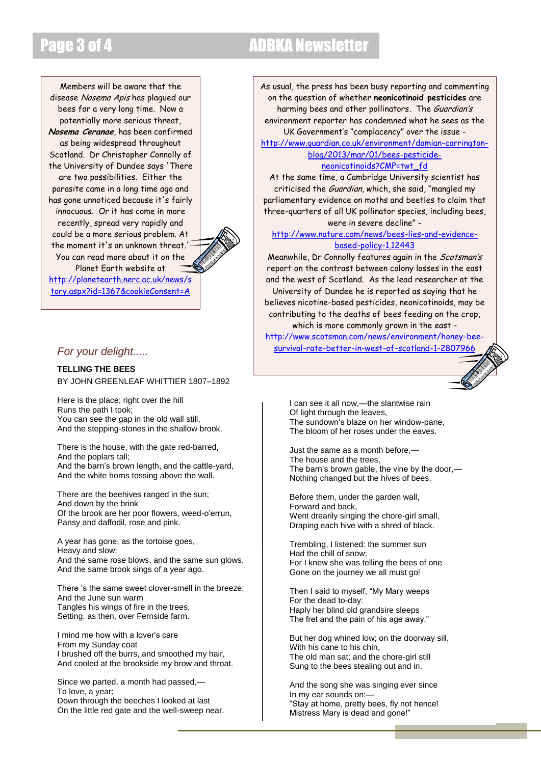Members will be aware that the disease *Nosema Apis* has plagued our bees for a very long time. Now a potentially more serious threat, ***Nosema Ceranae***, has been confirmed as being widespread throughout Scotland. Dr Christopher Connolly of the University of Dundee says 'There are two possibilities. Either the parasite came in a long time ago and has gone unnoticed because it's fairly innocuous. Or it has come in more recently, spread very rapidly and could be a more serious problem. At the moment it's an unknown threat.' You can read more about it on the Planet Earth website at http://planetearth.nerc.ac.uk/news/story.aspx?id=1367&cookieConsent=A

As usual, the press has been busy reporting and commenting on the question of whether **neonicotinoid pesticides** are harming bees and other pollinators. The *Guardian's* environment reporter has condemned what he sees as the UK Government's "complacency" over the issue - http://www.guardian.co.uk/environment/damian-carrington-blog/2013/mar/01/bees-pesticide-neonicotinoids?CMP=twt_fd

At the same time, a Cambridge University scientist has criticised the *Guardian*, which, she said, "mangled my parliamentary evidence on moths and beetles to claim that three-quarters of all UK pollinator species, including bees, were in severe decline" - http://www.nature.com/news/bees-lies-and-evidence-based-policy-1.12443

Meanwhile, Dr Connolly features again in the *Scotsman's* report on the contrast between colony losses in the east and the west of Scotland. As the lead researcher at the University of Dundee he is reported as saying that he believes nicotine-based pesticides, neonicotinoids, may be contributing to the deaths of bees feeding on the crop, which is more commonly grown in the east - http://www.scotsman.com/news/environment/honey-bee-survival-rate-better-in-west-of-scotland-1-2807966

## *For your delight.....*

### TELLING THE BEES

BY JOHN GREENLEAF WHITTIER 1807–1892

Here is the place; right over the hill
Runs the path I took;
You can see the gap in the old wall still,
And the stepping-stones in the shallow brook.

There is the house, with the gate red-barred,
And the poplars tall;
And the barn's brown length, and the cattle-yard,
And the white horns tossing above the wall.

There are the beehives ranged in the sun;
And down by the brink
Of the brook are her poor flowers, weed-o'errun,
Pansy and daffodil, rose and pink.

A year has gone, as the tortoise goes,
Heavy and slow;
And the same rose blows, and the same sun glows,
And the same brook sings of a year ago.

There 's the same sweet clover-smell in the breeze;
And the June sun warm
Tangles his wings of fire in the trees,
Setting, as then, over Fernside farm.

I mind me how with a lover's care
From my Sunday coat
I brushed off the burrs, and smoothed my hair,
And cooled at the brookside my brow and throat.

Since we parted, a month had passed,—
To love, a year;
Down through the beeches I looked at last
On the little red gate and the well-sweep near.

I can see it all now,—the slantwise rain
Of light through the leaves,
The sundown's blaze on her window-pane,
The bloom of her roses under the eaves.

Just the same as a month before,—
The house and the trees,
The barn's brown gable, the vine by the door,—
Nothing changed but the hives of bees.

Before them, under the garden wall,
Forward and back,
Went drearily singing the chore-girl small,
Draping each hive with a shred of black.

Trembling, I listened: the summer sun
Had the chill of snow;
For I knew she was telling the bees of one
Gone on the journey we all must go!

Then I said to myself, "My Mary weeps
For the dead to-day:
Haply her blind old grandsire sleeps
The fret and the pain of his age away."

But her dog whined low; on the doorway sill,
With his cane to his chin,
The old man sat; and the chore-girl still
Sung to the bees stealing out and in.

And the song she was singing ever since
In my ear sounds on:—
"Stay at home, pretty bees, fly not hence!
Mistress Mary is dead and gone!"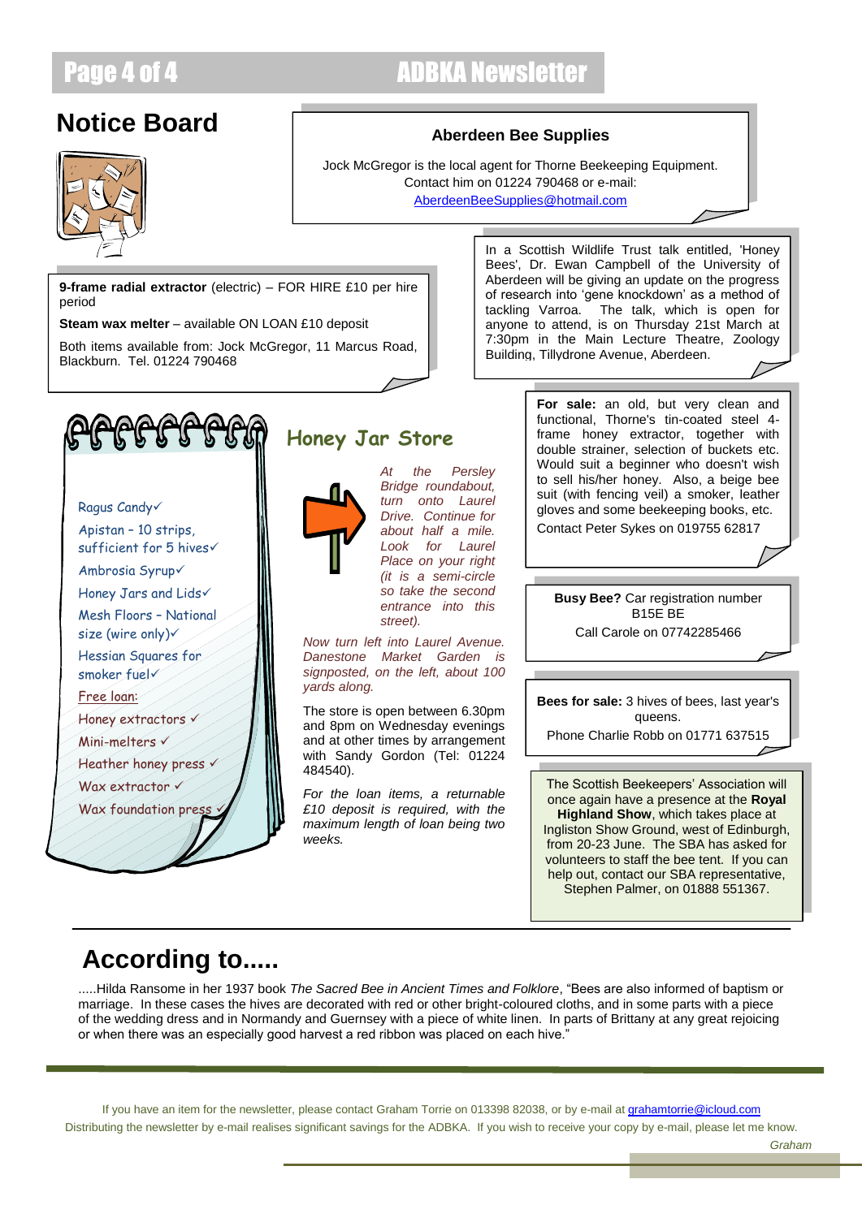# Notice Board

### Aberdeen Bee Supplies

Jock McGregor is the local agent for Thorne Beekeeping Equipment. Contact him on 01224 790468 or e-mail: AberdeenBeeSupplies@hotmail.com

**9-frame radial extractor** (electric) – FOR HIRE £10 per hire period

**Steam wax melter** – available ON LOAN £10 deposit

Both items available from: Jock McGregor, 11 Marcus Road, Blackburn. Tel. 01224 790468

In a Scottish Wildlife Trust talk entitled, 'Honey Bees', Dr. Ewan Campbell of the University of Aberdeen will be giving an update on the progress of research into 'gene knockdown' as a method of tackling Varroa. The talk, which is open for anyone to attend, is on Thursday 21st March at 7:30pm in the Main Lecture Theatre, Zoology Building, Tillydrone Avenue, Aberdeen.

- Ragus Candy✓
- Apistan – 10 strips, sufficient for 5 hives✓
- Ambrosia Syrup✓
- Honey Jars and Lids✓
- Mesh Floors – National size (wire only)✓
- Hessian Squares for smoker fuel✓

Free loan:

- Honey extractors ✓
- Mini-melters ✓
- Heather honey press ✓
- Wax extractor ✓
- Wax foundation press ✓

## Honey Jar Store

*At the Persley Bridge roundabout, turn onto Laurel Drive. Continue for about half a mile. Look for Laurel Place on your right (it is a semi-circle so take the second entrance into this street).*

*Now turn left into Laurel Avenue. Danestone Market Garden is signposted, on the left, about 100 yards along.*

The store is open between 6.30pm and 8pm on Wednesday evenings and at other times by arrangement with Sandy Gordon (Tel: 01224 484540).

*For the loan items, a returnable £10 deposit is required, with the maximum length of loan being two weeks.*

**For sale:** an old, but very clean and functional, Thorne's tin-coated steel 4-frame honey extractor, together with double strainer, selection of buckets etc. Would suit a beginner who doesn't wish to sell his/her honey. Also, a beige bee suit (with fencing veil) a smoker, leather gloves and some beekeeping books, etc.

Contact Peter Sykes on 019755 62817

**Busy Bee?** Car registration number B15E BE

Call Carole on 07742285466

**Bees for sale:** 3 hives of bees, last year's queens.

Phone Charlie Robb on 01771 637515

The Scottish Beekeepers' Association will once again have a presence at the **Royal Highland Show**, which takes place at Ingliston Show Ground, west of Edinburgh, from 20-23 June. The SBA has asked for volunteers to staff the bee tent. If you can help out, contact our SBA representative, Stephen Palmer, on 01888 551367.

# According to.....

.....Hilda Ransome in her 1937 book *The Sacred Bee in Ancient Times and Folklore*, "Bees are also informed of baptism or marriage. In these cases the hives are decorated with red or other bright-coloured cloths, and in some parts with a piece of the wedding dress and in Normandy and Guernsey with a piece of white linen. In parts of Brittany at any great rejoicing or when there was an especially good harvest a red ribbon was placed on each hive."

If you have an item for the newsletter, please contact Graham Torrie on 013398 82038, or by e-mail at grahamtorrie@icloud.com

Distributing the newsletter by e-mail realises significant savings for the ADBKA. If you wish to receive your copy by e-mail, please let me know.

*Graham*